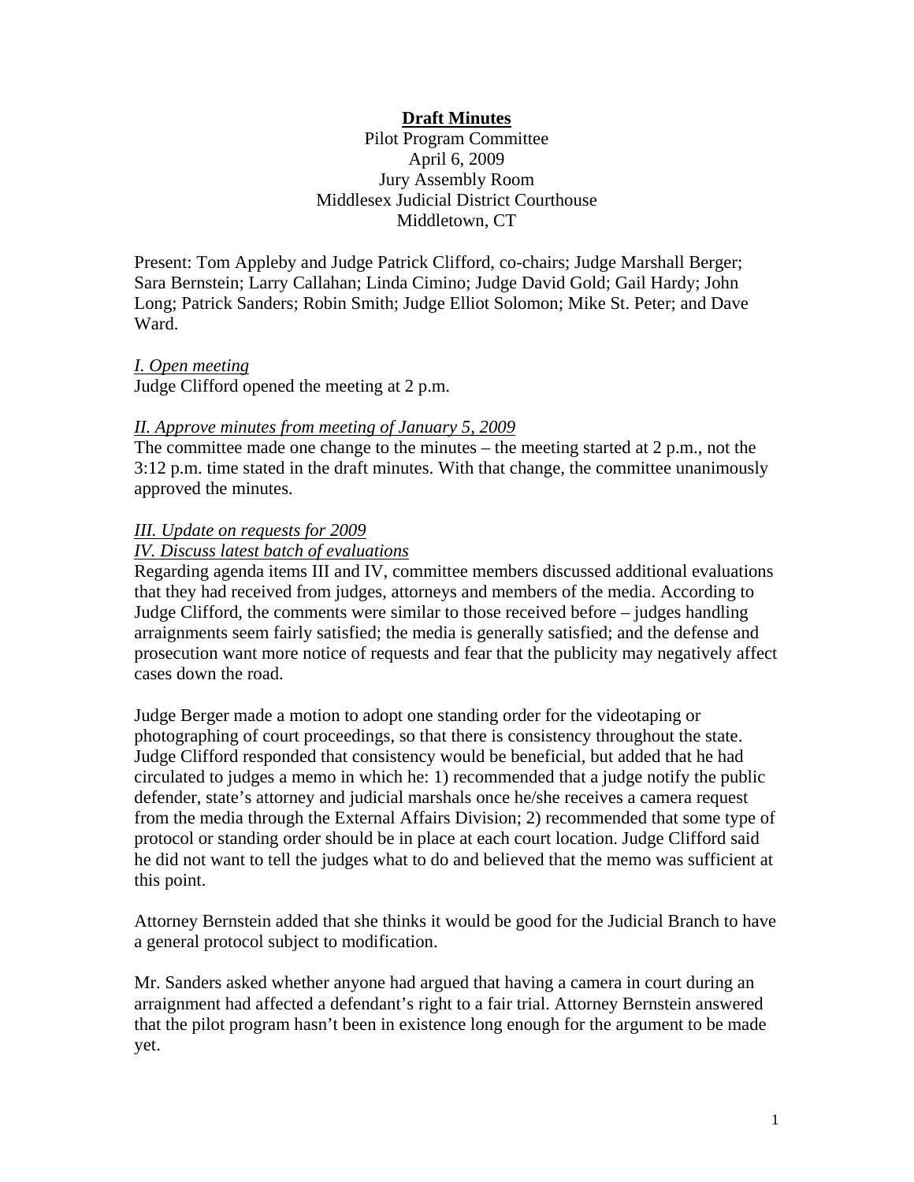# Draft Minutes

Pilot Program Committee
April 6, 2009
Jury Assembly Room
Middlesex Judicial District Courthouse
Middletown, CT

Present: Tom Appleby and Judge Patrick Clifford, co-chairs; Judge Marshall Berger; Sara Bernstein; Larry Callahan; Linda Cimino; Judge David Gold; Gail Hardy; John Long; Patrick Sanders; Robin Smith; Judge Elliot Solomon; Mike St. Peter; and Dave Ward.

*I. Open meeting*

Judge Clifford opened the meeting at 2 p.m.

*II. Approve minutes from meeting of January 5, 2009*

The committee made one change to the minutes – the meeting started at 2 p.m., not the 3:12 p.m. time stated in the draft minutes. With that change, the committee unanimously approved the minutes.

*III. Update on requests for 2009*

*IV. Discuss latest batch of evaluations*

Regarding agenda items III and IV, committee members discussed additional evaluations that they had received from judges, attorneys and members of the media. According to Judge Clifford, the comments were similar to those received before – judges handling arraignments seem fairly satisfied; the media is generally satisfied; and the defense and prosecution want more notice of requests and fear that the publicity may negatively affect cases down the road.

Judge Berger made a motion to adopt one standing order for the videotaping or photographing of court proceedings, so that there is consistency throughout the state. Judge Clifford responded that consistency would be beneficial, but added that he had circulated to judges a memo in which he: 1) recommended that a judge notify the public defender, state's attorney and judicial marshals once he/she receives a camera request from the media through the External Affairs Division; 2) recommended that some type of protocol or standing order should be in place at each court location. Judge Clifford said he did not want to tell the judges what to do and believed that the memo was sufficient at this point.

Attorney Bernstein added that she thinks it would be good for the Judicial Branch to have a general protocol subject to modification.

Mr. Sanders asked whether anyone had argued that having a camera in court during an arraignment had affected a defendant's right to a fair trial. Attorney Bernstein answered that the pilot program hasn't been in existence long enough for the argument to be made yet.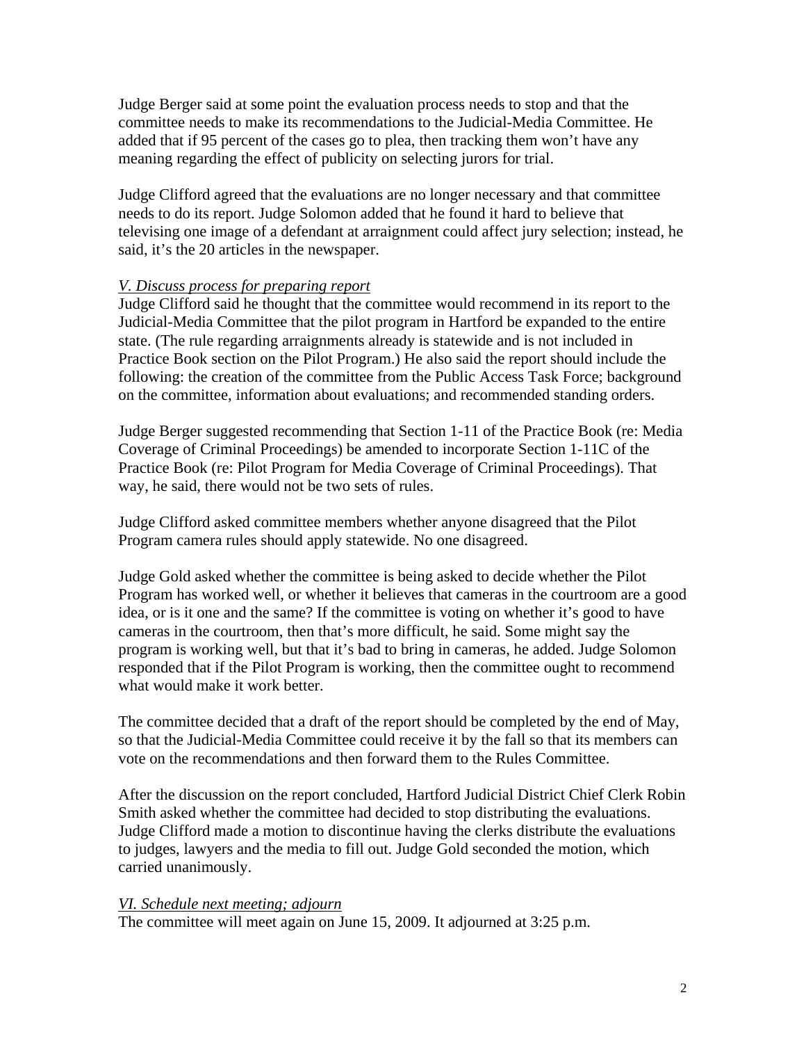Judge Berger said at some point the evaluation process needs to stop and that the committee needs to make its recommendations to the Judicial-Media Committee. He added that if 95 percent of the cases go to plea, then tracking them won't have any meaning regarding the effect of publicity on selecting jurors for trial.

Judge Clifford agreed that the evaluations are no longer necessary and that committee needs to do its report. Judge Solomon added that he found it hard to believe that televising one image of a defendant at arraignment could affect jury selection; instead, he said, it's the 20 articles in the newspaper.

*V. Discuss process for preparing report*

Judge Clifford said he thought that the committee would recommend in its report to the Judicial-Media Committee that the pilot program in Hartford be expanded to the entire state. (The rule regarding arraignments already is statewide and is not included in Practice Book section on the Pilot Program.) He also said the report should include the following: the creation of the committee from the Public Access Task Force; background on the committee, information about evaluations; and recommended standing orders.

Judge Berger suggested recommending that Section 1-11 of the Practice Book (re: Media Coverage of Criminal Proceedings) be amended to incorporate Section 1-11C of the Practice Book (re: Pilot Program for Media Coverage of Criminal Proceedings). That way, he said, there would not be two sets of rules.

Judge Clifford asked committee members whether anyone disagreed that the Pilot Program camera rules should apply statewide. No one disagreed.

Judge Gold asked whether the committee is being asked to decide whether the Pilot Program has worked well, or whether it believes that cameras in the courtroom are a good idea, or is it one and the same? If the committee is voting on whether it's good to have cameras in the courtroom, then that's more difficult, he said. Some might say the program is working well, but that it's bad to bring in cameras, he added. Judge Solomon responded that if the Pilot Program is working, then the committee ought to recommend what would make it work better.

The committee decided that a draft of the report should be completed by the end of May, so that the Judicial-Media Committee could receive it by the fall so that its members can vote on the recommendations and then forward them to the Rules Committee.

After the discussion on the report concluded, Hartford Judicial District Chief Clerk Robin Smith asked whether the committee had decided to stop distributing the evaluations. Judge Clifford made a motion to discontinue having the clerks distribute the evaluations to judges, lawyers and the media to fill out. Judge Gold seconded the motion, which carried unanimously.

*VI. Schedule next meeting; adjourn*

The committee will meet again on June 15, 2009. It adjourned at 3:25 p.m.